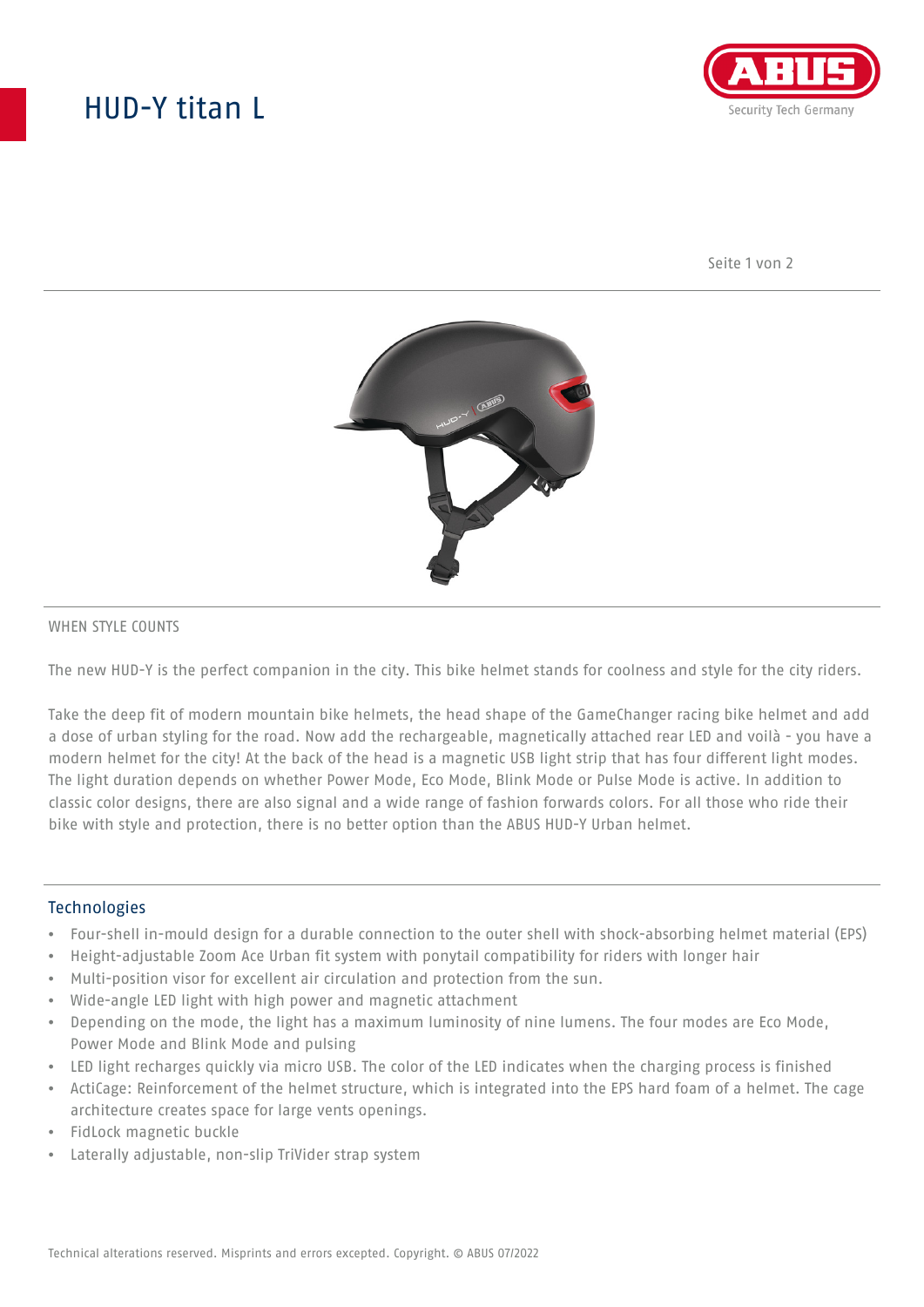# HUD-Y titan L

WHEN STYLE COUNTS

The new HUD-Y is the perfect companion in the city. This bike helmet stands for coolness and style for the city riders.

Take the deep fit of modern mountain bike helmets, the head shape of the GameChanger racing bike helmet and add a dose of urban styling for the road. Now add the rechargeable, magnetically attached rear LED and voilà - you have a modern helmet for the city! At the back of the head is a magnetic USB light strip that has four different light modes. The light duration depends on whether Power Mode, Eco Mode, Blink Mode or Pulse Mode is active. In addition to classic color designs, there are also signal and a wide range of fashion forwards colors. For all those who ride their bike with style and protection, there is no better option than the ABUS HUD-Y Urban helmet.

## Technologies

- Four-shell in-mould design for a durable connection to the outer shell with shock-absorbing helmet material (EPS)
- Height-adjustable Zoom Ace Urban fit system with ponytail compatibility for riders with longer hair
- Multi-position visor for excellent air circulation and protection from the sun.
- Wide-angle LED light with high power and magnetic attachment
- Depending on the mode, the light has a maximum luminosity of nine lumens. The four modes are Eco Mode, Power Mode and Blink Mode and pulsing
- LED light recharges quickly via micro USB. The color of the LED indicates when the charging process is finished
- ActiCage: Reinforcement of the helmet structure, which is integrated into the EPS hard foam of a helmet. The cage architecture creates space for large vents openings.
- FidLock magnetic buckle
- Laterally adjustable, non-slip TriVider strap system

Technical alterations reserved. Misprints and errors excepted. Copyright. © ABUS 07/2022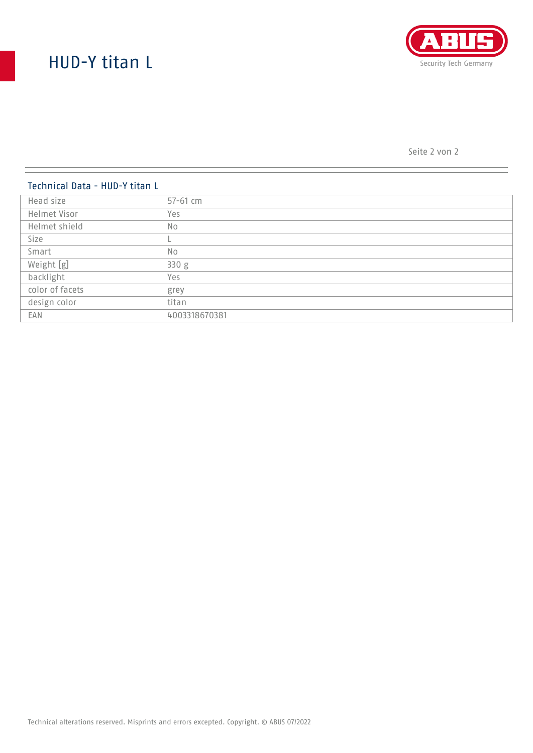## Technical Data - HUD-Y titan L

| | |
|---|---|
| Head size | 57-61 cm |
| Helmet Visor | Yes |
| Helmet shield | No |
| Size | L |
| Smart | No |
| Weight [g] | 330 g |
| backlight | Yes |
| color of facets | grey |
| design color | titan |
| EAN | 4003318670381 |

Technical alterations reserved. Misprints and errors excepted. Copyright. © ABUS 07/2022